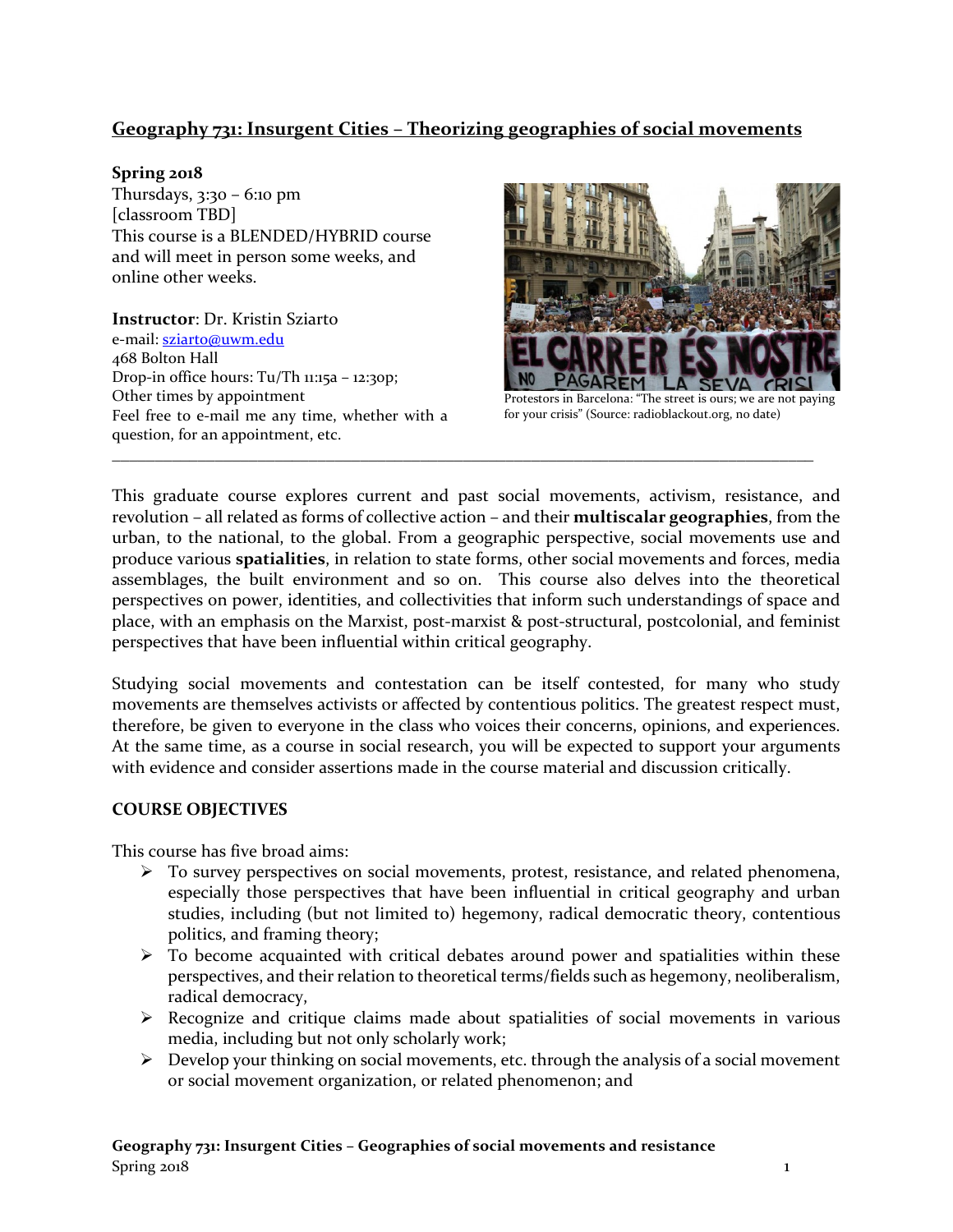## Geography 731: Insurgent Cities – Theorizing geographies of social movements

**Spring 2018**
Thursdays, 3:30 – 6:10 pm
[classroom TBD]
This course is a BLENDED/HYBRID course and will meet in person some weeks, and online other weeks.

**Instructor**: Dr. Kristin Sziarto
e-mail: sziarto@uwm.edu
468 Bolton Hall
Drop-in office hours: Tu/Th 11:15a – 12:30p;
Other times by appointment
Feel free to e-mail me any time, whether with a question, for an appointment, etc.

Protestors in Barcelona: "The street is ours; we are not paying for your crisis" (Source: radioblackout.org, no date)

---

This graduate course explores current and past social movements, activism, resistance, and revolution – all related as forms of collective action – and their **multiscalar geographies**, from the urban, to the national, to the global. From a geographic perspective, social movements use and produce various **spatialities**, in relation to state forms, other social movements and forces, media assemblages, the built environment and so on. This course also delves into the theoretical perspectives on power, identities, and collectivities that inform such understandings of space and place, with an emphasis on the Marxist, post-marxist & post-structural, postcolonial, and feminist perspectives that have been influential within critical geography.

Studying social movements and contestation can be itself contested, for many who study movements are themselves activists or affected by contentious politics. The greatest respect must, therefore, be given to everyone in the class who voices their concerns, opinions, and experiences. At the same time, as a course in social research, you will be expected to support your arguments with evidence and consider assertions made in the course material and discussion critically.

### COURSE OBJECTIVES

This course has five broad aims:

- To survey perspectives on social movements, protest, resistance, and related phenomena, especially those perspectives that have been influential in critical geography and urban studies, including (but not limited to) hegemony, radical democratic theory, contentious politics, and framing theory;
- To become acquainted with critical debates around power and spatialities within these perspectives, and their relation to theoretical terms/fields such as hegemony, neoliberalism, radical democracy,
- Recognize and critique claims made about spatialities of social movements in various media, including but not only scholarly work;
- Develop your thinking on social movements, etc. through the analysis of a social movement or social movement organization, or related phenomenon; and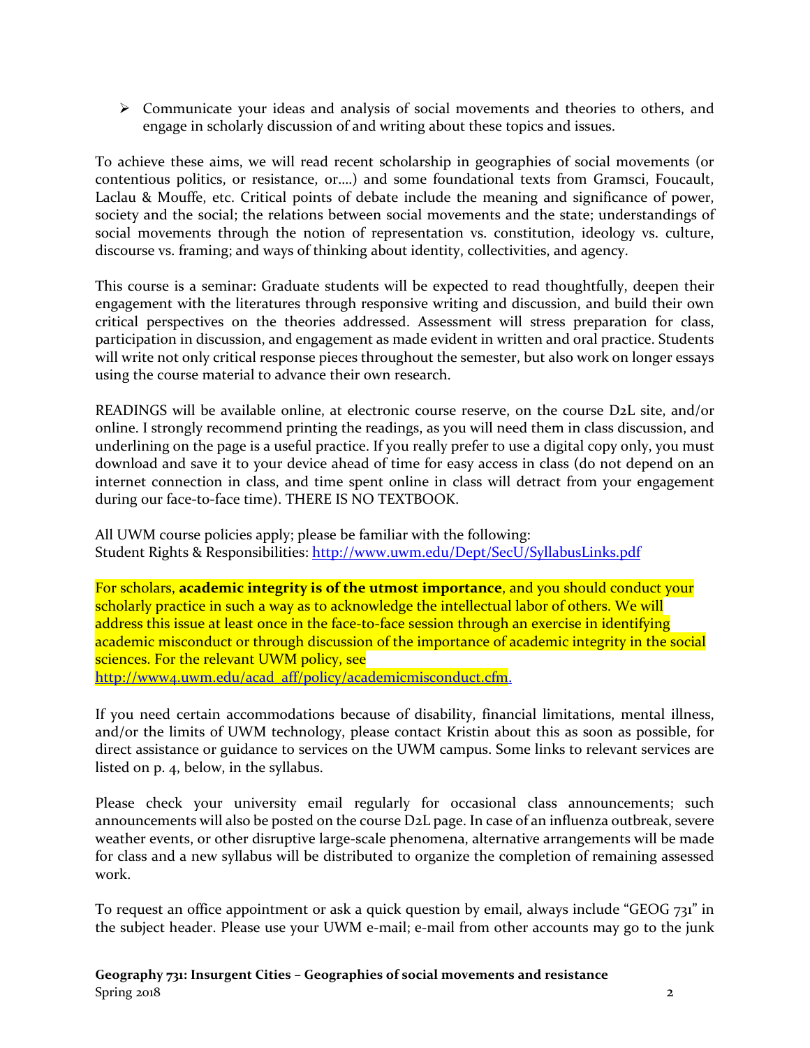- Communicate your ideas and analysis of social movements and theories to others, and engage in scholarly discussion of and writing about these topics and issues.

To achieve these aims, we will read recent scholarship in geographies of social movements (or contentious politics, or resistance, or....) and some foundational texts from Gramsci, Foucault, Laclau & Mouffe, etc. Critical points of debate include the meaning and significance of power, society and the social; the relations between social movements and the state; understandings of social movements through the notion of representation vs. constitution, ideology vs. culture, discourse vs. framing; and ways of thinking about identity, collectivities, and agency.

This course is a seminar: Graduate students will be expected to read thoughtfully, deepen their engagement with the literatures through responsive writing and discussion, and build their own critical perspectives on the theories addressed. Assessment will stress preparation for class, participation in discussion, and engagement as made evident in written and oral practice. Students will write not only critical response pieces throughout the semester, but also work on longer essays using the course material to advance their own research.

READINGS will be available online, at electronic course reserve, on the course D2L site, and/or online. I strongly recommend printing the readings, as you will need them in class discussion, and underlining on the page is a useful practice. If you really prefer to use a digital copy only, you must download and save it to your device ahead of time for easy access in class (do not depend on an internet connection in class, and time spent online in class will detract from your engagement during our face-to-face time). THERE IS NO TEXTBOOK.

All UWM course policies apply; please be familiar with the following:
Student Rights & Responsibilities: http://www.uwm.edu/Dept/SecU/SyllabusLinks.pdf

For scholars, **academic integrity is of the utmost importance**, and you should conduct your scholarly practice in such a way as to acknowledge the intellectual labor of others. We will address this issue at least once in the face-to-face session through an exercise in identifying academic misconduct or through discussion of the importance of academic integrity in the social sciences. For the relevant UWM policy, see http://www4.uwm.edu/acad_aff/policy/academicmisconduct.cfm.

If you need certain accommodations because of disability, financial limitations, mental illness, and/or the limits of UWM technology, please contact Kristin about this as soon as possible, for direct assistance or guidance to services on the UWM campus. Some links to relevant services are listed on p. 4, below, in the syllabus.

Please check your university email regularly for occasional class announcements; such announcements will also be posted on the course D2L page. In case of an influenza outbreak, severe weather events, or other disruptive large-scale phenomena, alternative arrangements will be made for class and a new syllabus will be distributed to organize the completion of remaining assessed work.

To request an office appointment or ask a quick question by email, always include "GEOG 731" in the subject header. Please use your UWM e-mail; e-mail from other accounts may go to the junk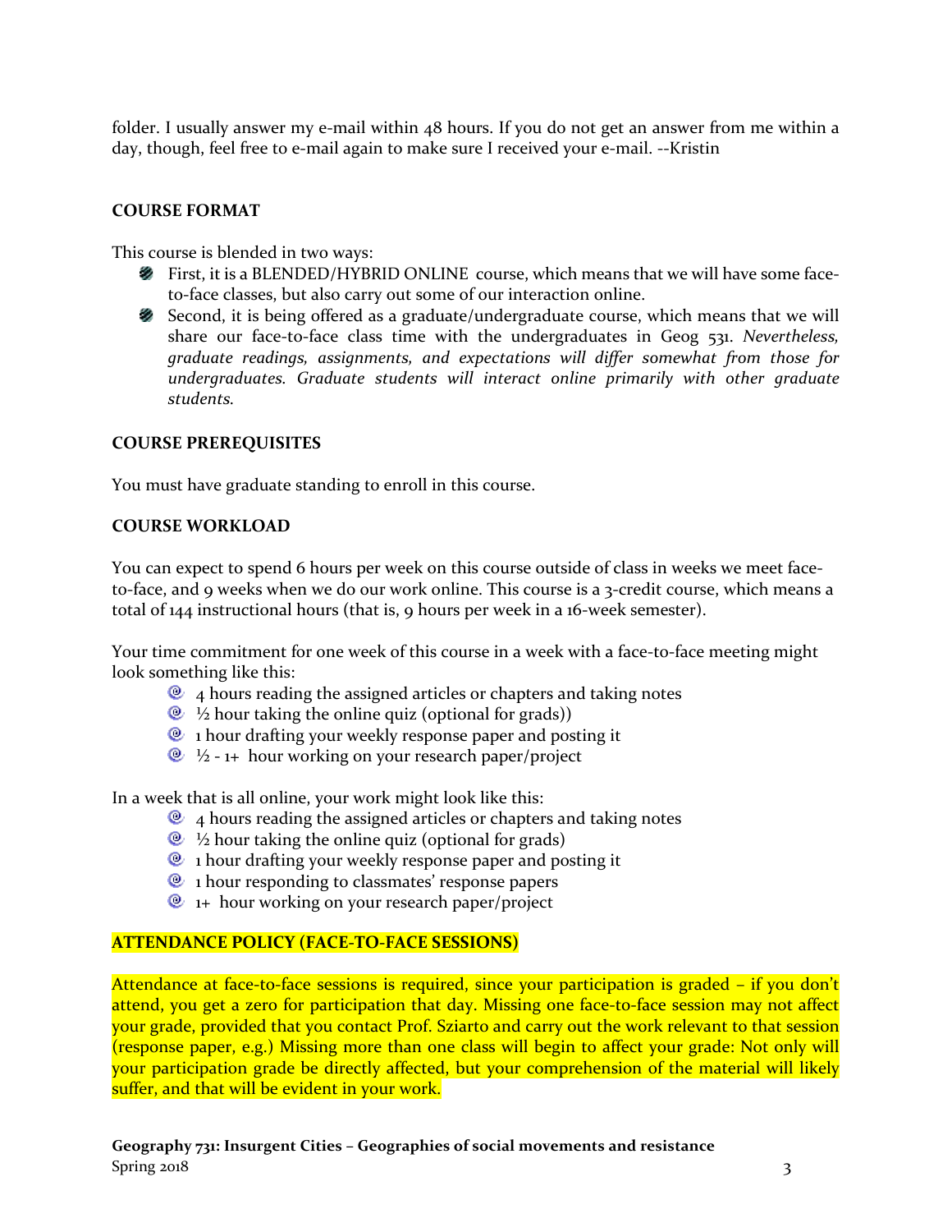folder. I usually answer my e-mail within 48 hours. If you do not get an answer from me within a day, though, feel free to e-mail again to make sure I received your e-mail. --Kristin

**COURSE FORMAT**

This course is blended in two ways:

- First, it is a BLENDED/HYBRID ONLINE course, which means that we will have some face-to-face classes, but also carry out some of our interaction online.
- Second, it is being offered as a graduate/undergraduate course, which means that we will share our face-to-face class time with the undergraduates in Geog 531. *Nevertheless, graduate readings, assignments, and expectations will differ somewhat from those for undergraduates. Graduate students will interact online primarily with other graduate students.*

**COURSE PREREQUISITES**

You must have graduate standing to enroll in this course.

**COURSE WORKLOAD**

You can expect to spend 6 hours per week on this course outside of class in weeks we meet face-to-face, and 9 weeks when we do our work online. This course is a 3-credit course, which means a total of 144 instructional hours (that is, 9 hours per week in a 16-week semester).

Your time commitment for one week of this course in a week with a face-to-face meeting might look something like this:

- 4 hours reading the assigned articles or chapters and taking notes
- ½ hour taking the online quiz (optional for grads))
- 1 hour drafting your weekly response paper and posting it
- ½ - 1+ hour working on your research paper/project

In a week that is all online, your work might look like this:

- 4 hours reading the assigned articles or chapters and taking notes
- ½ hour taking the online quiz (optional for grads)
- 1 hour drafting your weekly response paper and posting it
- 1 hour responding to classmates' response papers
- 1+ hour working on your research paper/project

**ATTENDANCE POLICY (FACE-TO-FACE SESSIONS)**

Attendance at face-to-face sessions is required, since your participation is graded – if you don't attend, you get a zero for participation that day. Missing one face-to-face session may not affect your grade, provided that you contact Prof. Sziarto and carry out the work relevant to that session (response paper, e.g.) Missing more than one class will begin to affect your grade: Not only will your participation grade be directly affected, but your comprehension of the material will likely suffer, and that will be evident in your work.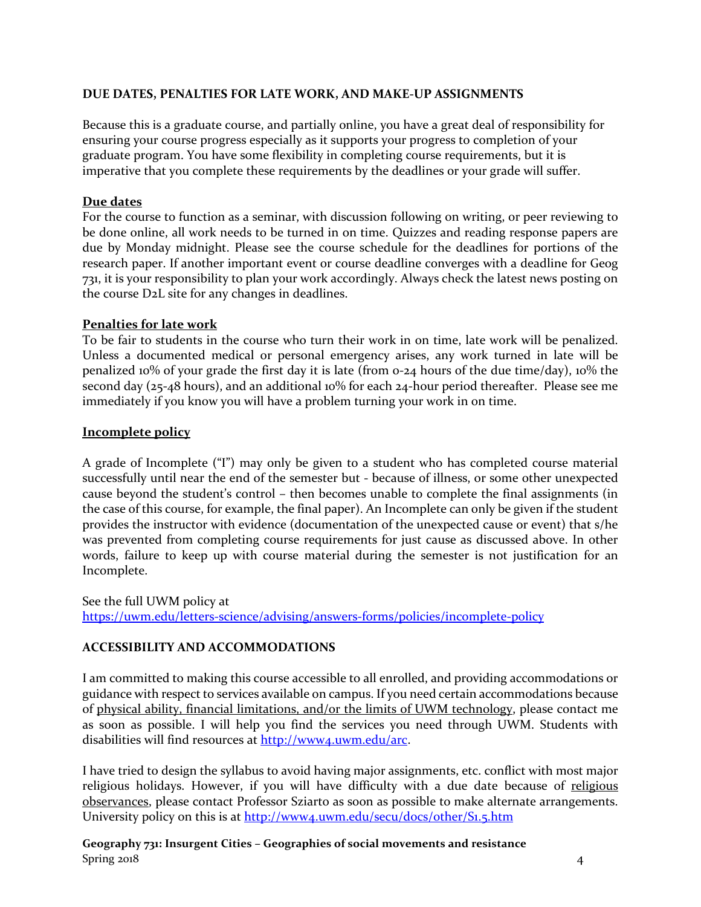## DUE DATES, PENALTIES FOR LATE WORK, AND MAKE-UP ASSIGNMENTS

Because this is a graduate course, and partially online, you have a great deal of responsibility for ensuring your course progress especially as it supports your progress to completion of your graduate program. You have some flexibility in completing course requirements, but it is imperative that you complete these requirements by the deadlines or your grade will suffer.

### Due dates

For the course to function as a seminar, with discussion following on writing, or peer reviewing to be done online, all work needs to be turned in on time. Quizzes and reading response papers are due by Monday midnight. Please see the course schedule for the deadlines for portions of the research paper. If another important event or course deadline converges with a deadline for Geog 731, it is your responsibility to plan your work accordingly. Always check the latest news posting on the course D2L site for any changes in deadlines.

### Penalties for late work

To be fair to students in the course who turn their work in on time, late work will be penalized. Unless a documented medical or personal emergency arises, any work turned in late will be penalized 10% of your grade the first day it is late (from 0-24 hours of the due time/day), 10% the second day (25-48 hours), and an additional 10% for each 24-hour period thereafter. Please see me immediately if you know you will have a problem turning your work in on time.

### Incomplete policy

A grade of Incomplete ("I") may only be given to a student who has completed course material successfully until near the end of the semester but - because of illness, or some other unexpected cause beyond the student's control – then becomes unable to complete the final assignments (in the case of this course, for example, the final paper). An Incomplete can only be given if the student provides the instructor with evidence (documentation of the unexpected cause or event) that s/he was prevented from completing course requirements for just cause as discussed above. In other words, failure to keep up with course material during the semester is not justification for an Incomplete.

See the full UWM policy at
https://uwm.edu/letters-science/advising/answers-forms/policies/incomplete-policy

## ACCESSIBILITY AND ACCOMMODATIONS

I am committed to making this course accessible to all enrolled, and providing accommodations or guidance with respect to services available on campus. If you need certain accommodations because of physical ability, financial limitations, and/or the limits of UWM technology, please contact me as soon as possible. I will help you find the services you need through UWM. Students with disabilities will find resources at http://www4.uwm.edu/arc.

I have tried to design the syllabus to avoid having major assignments, etc. conflict with most major religious holidays. However, if you will have difficulty with a due date because of religious observances, please contact Professor Sziarto as soon as possible to make alternate arrangements. University policy on this is at http://www4.uwm.edu/secu/docs/other/S1.5.htm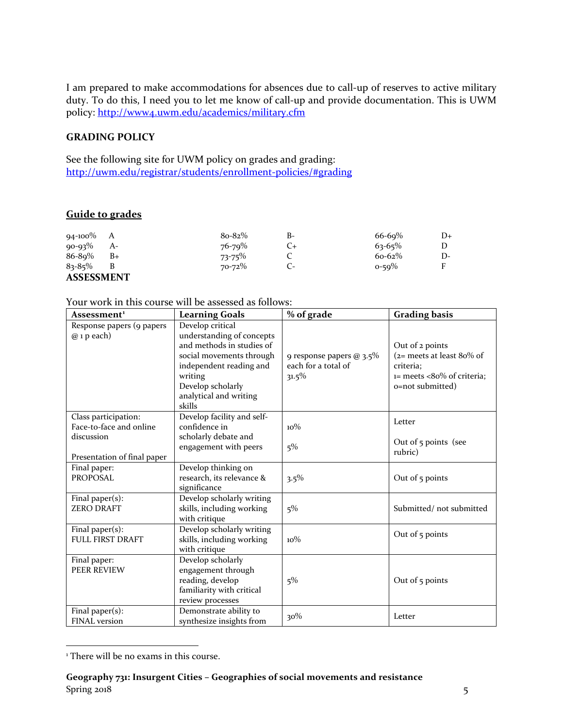I am prepared to make accommodations for absences due to call-up of reserves to active military duty. To do this, I need you to let me know of call-up and provide documentation. This is UWM policy: http://www4.uwm.edu/academics/military.cfm

## GRADING POLICY

See the following site for UWM policy on grades and grading: http://uwm.edu/registrar/students/enrollment-policies/#grading

### Guide to grades

| | | | | | |
|---|---|---|---|---|---|
| 94-100% | A | 80-82% | B- | 66-69% | D+ |
| 90-93% | A- | 76-79% | C+ | 63-65% | D |
| 86-89% | B+ | 73-75% | C | 60-62% | D- |
| 83-85% | B | 70-72% | C- | 0-59% | F |

## ASSESSMENT

Your work in this course will be assessed as follows:

| Assessment[1] | Learning Goals | % of grade | Grading basis |
|---|---|---|---|
| Response papers (9 papers @ 1 p each) | Develop critical understanding of concepts and methods in studies of social movements through independent reading and writing<br>Develop scholarly analytical and writing skills | 9 response papers @ 3.5% each for a total of 31.5% | Out of 2 points (2= meets at least 80% of criteria; 1= meets <80% of criteria; 0=not submitted) |
| Class participation: Face-to-face and online discussion<br><br>Presentation of final paper | Develop facility and self-confidence in scholarly debate and engagement with peers | 10%<br><br>5% | Letter<br><br>Out of 5 points (see rubric) |
| Final paper: PROPOSAL | Develop thinking on research, its relevance & significance | 3.5% | Out of 5 points |
| Final paper(s): ZERO DRAFT | Develop scholarly writing skills, including working with critique | 5% | Submitted/ not submitted |
| Final paper(s): FULL FIRST DRAFT | Develop scholarly writing skills, including working with critique | 10% | Out of 5 points |
| Final paper: PEER REVIEW | Develop scholarly engagement through reading, develop familiarity with critical review processes | 5% | Out of 5 points |
| Final paper(s): FINAL version | Demonstrate ability to synthesize insights from | 30% | Letter |

[1] There will be no exams in this course.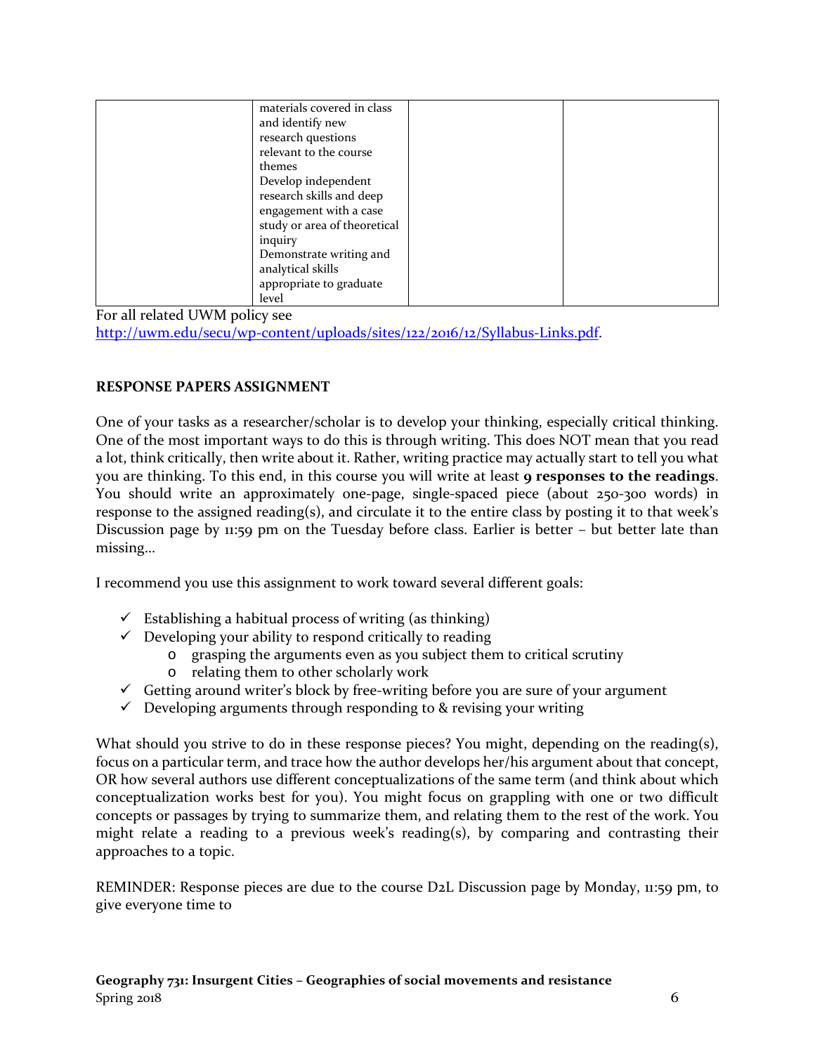|  | materials covered in class and identify new research questions relevant to the course themes<br>Develop independent research skills and deep engagement with a case study or area of theoretical inquiry<br>Demonstrate writing and analytical skills appropriate to graduate level |  |  |
|---|---|---|---|

For all related UWM policy see http://uwm.edu/secu/wp-content/uploads/sites/122/2016/12/Syllabus-Links.pdf.

**RESPONSE PAPERS ASSIGNMENT**

One of your tasks as a researcher/scholar is to develop your thinking, especially critical thinking. One of the most important ways to do this is through writing. This does NOT mean that you read a lot, think critically, then write about it. Rather, writing practice may actually start to tell you what you are thinking. To this end, in this course you will write at least **9 responses to the readings**. You should write an approximately one-page, single-spaced piece (about 250-300 words) in response to the assigned reading(s), and circulate it to the entire class by posting it to that week's Discussion page by 11:59 pm on the Tuesday before class. Earlier is better – but better late than missing...

I recommend you use this assignment to work toward several different goals:

- ✓ Establishing a habitual process of writing (as thinking)
- ✓ Developing your ability to respond critically to reading
  - o grasping the arguments even as you subject them to critical scrutiny
  - o relating them to other scholarly work
- ✓ Getting around writer's block by free-writing before you are sure of your argument
- ✓ Developing arguments through responding to & revising your writing

What should you strive to do in these response pieces? You might, depending on the reading(s), focus on a particular term, and trace how the author develops her/his argument about that concept, OR how several authors use different conceptualizations of the same term (and think about which conceptualization works best for you). You might focus on grappling with one or two difficult concepts or passages by trying to summarize them, and relating them to the rest of the work. You might relate a reading to a previous week's reading(s), by comparing and contrasting their approaches to a topic.

REMINDER: Response pieces are due to the course D2L Discussion page by Monday, 11:59 pm, to give everyone time to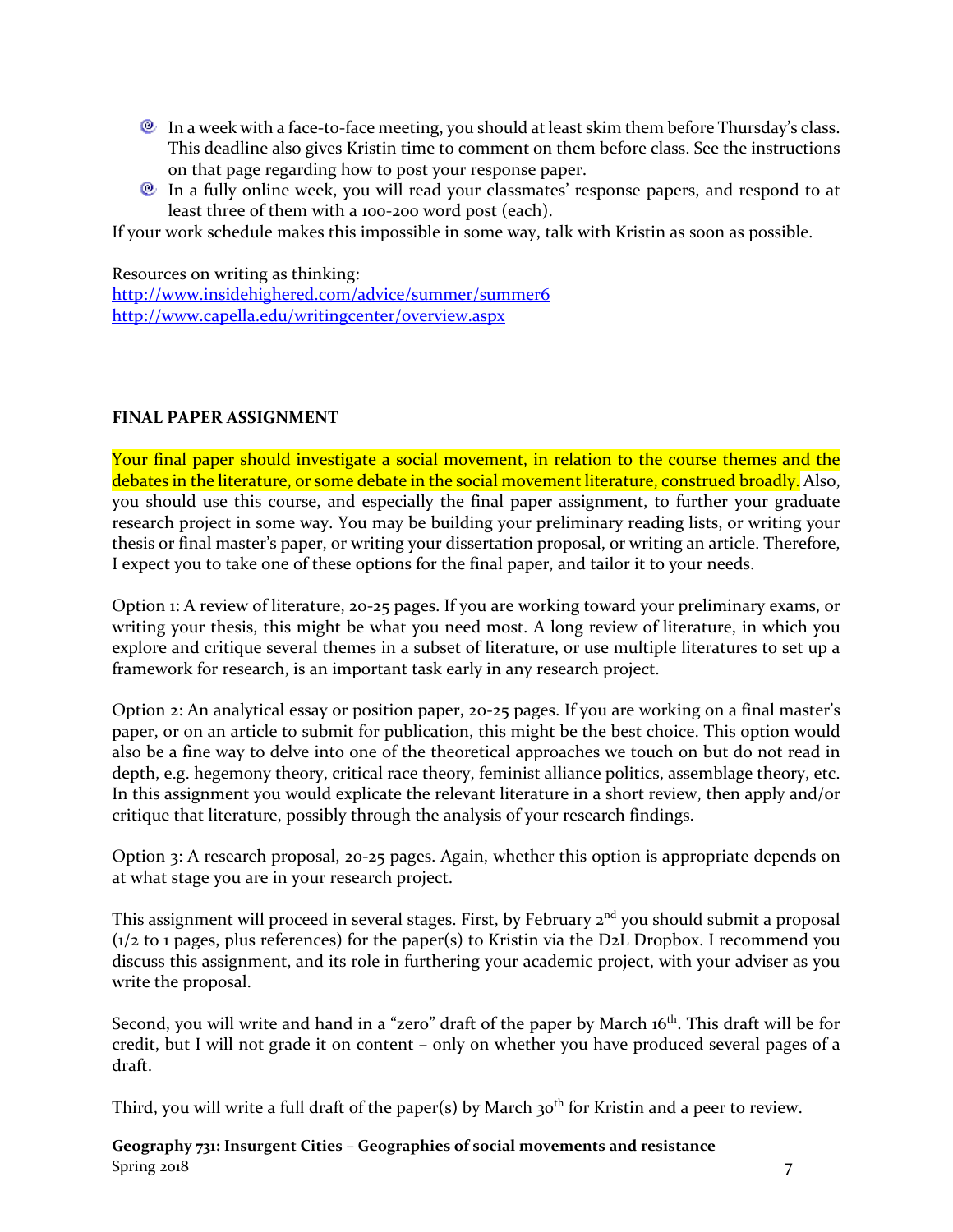- In a week with a face-to-face meeting, you should at least skim them before Thursday's class. This deadline also gives Kristin time to comment on them before class. See the instructions on that page regarding how to post your response paper.
- In a fully online week, you will read your classmates' response papers, and respond to at least three of them with a 100-200 word post (each).

If your work schedule makes this impossible in some way, talk with Kristin as soon as possible.

Resources on writing as thinking:
http://www.insidehighered.com/advice/summer/summer6
http://www.capella.edu/writingcenter/overview.aspx

**FINAL PAPER ASSIGNMENT**

Your final paper should investigate a social movement, in relation to the course themes and the debates in the literature, or some debate in the social movement literature, construed broadly. Also, you should use this course, and especially the final paper assignment, to further your graduate research project in some way. You may be building your preliminary reading lists, or writing your thesis or final master's paper, or writing your dissertation proposal, or writing an article. Therefore, I expect you to take one of these options for the final paper, and tailor it to your needs.

Option 1: A review of literature, 20-25 pages. If you are working toward your preliminary exams, or writing your thesis, this might be what you need most. A long review of literature, in which you explore and critique several themes in a subset of literature, or use multiple literatures to set up a framework for research, is an important task early in any research project.

Option 2: An analytical essay or position paper, 20-25 pages. If you are working on a final master's paper, or on an article to submit for publication, this might be the best choice. This option would also be a fine way to delve into one of the theoretical approaches we touch on but do not read in depth, e.g. hegemony theory, critical race theory, feminist alliance politics, assemblage theory, etc. In this assignment you would explicate the relevant literature in a short review, then apply and/or critique that literature, possibly through the analysis of your research findings.

Option 3: A research proposal, 20-25 pages. Again, whether this option is appropriate depends on at what stage you are in your research project.

This assignment will proceed in several stages. First, by February 2nd you should submit a proposal (1/2 to 1 pages, plus references) for the paper(s) to Kristin via the D2L Dropbox. I recommend you discuss this assignment, and its role in furthering your academic project, with your adviser as you write the proposal.

Second, you will write and hand in a "zero" draft of the paper by March 16th. This draft will be for credit, but I will not grade it on content – only on whether you have produced several pages of a draft.

Third, you will write a full draft of the paper(s) by March 30th for Kristin and a peer to review.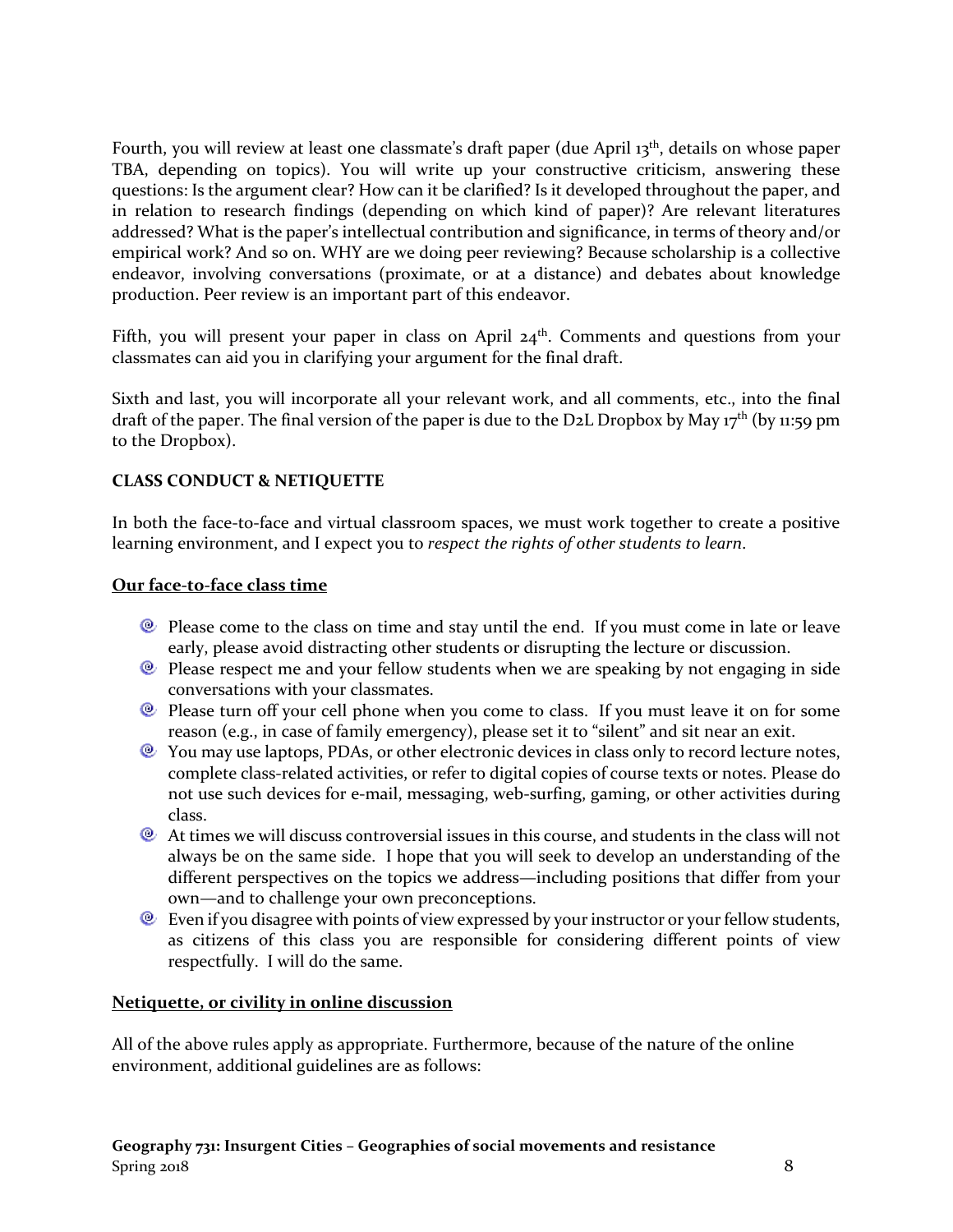Fourth, you will review at least one classmate's draft paper (due April 13th, details on whose paper TBA, depending on topics). You will write up your constructive criticism, answering these questions: Is the argument clear? How can it be clarified? Is it developed throughout the paper, and in relation to research findings (depending on which kind of paper)? Are relevant literatures addressed? What is the paper's intellectual contribution and significance, in terms of theory and/or empirical work? And so on. WHY are we doing peer reviewing? Because scholarship is a collective endeavor, involving conversations (proximate, or at a distance) and debates about knowledge production. Peer review is an important part of this endeavor.

Fifth, you will present your paper in class on April 24th. Comments and questions from your classmates can aid you in clarifying your argument for the final draft.

Sixth and last, you will incorporate all your relevant work, and all comments, etc., into the final draft of the paper. The final version of the paper is due to the D2L Dropbox by May 17th (by 11:59 pm to the Dropbox).

**CLASS CONDUCT & NETIQUETTE**

In both the face-to-face and virtual classroom spaces, we must work together to create a positive learning environment, and I expect you to *respect the rights of other students to learn*.

**Our face-to-face class time**

- Please come to the class on time and stay until the end. If you must come in late or leave early, please avoid distracting other students or disrupting the lecture or discussion.
- Please respect me and your fellow students when we are speaking by not engaging in side conversations with your classmates.
- Please turn off your cell phone when you come to class. If you must leave it on for some reason (e.g., in case of family emergency), please set it to "silent" and sit near an exit.
- You may use laptops, PDAs, or other electronic devices in class only to record lecture notes, complete class-related activities, or refer to digital copies of course texts or notes. Please do not use such devices for e-mail, messaging, web-surfing, gaming, or other activities during class.
- At times we will discuss controversial issues in this course, and students in the class will not always be on the same side. I hope that you will seek to develop an understanding of the different perspectives on the topics we address—including positions that differ from your own—and to challenge your own preconceptions.
- Even if you disagree with points of view expressed by your instructor or your fellow students, as citizens of this class you are responsible for considering different points of view respectfully. I will do the same.

**Netiquette, or civility in online discussion**

All of the above rules apply as appropriate. Furthermore, because of the nature of the online environment, additional guidelines are as follows: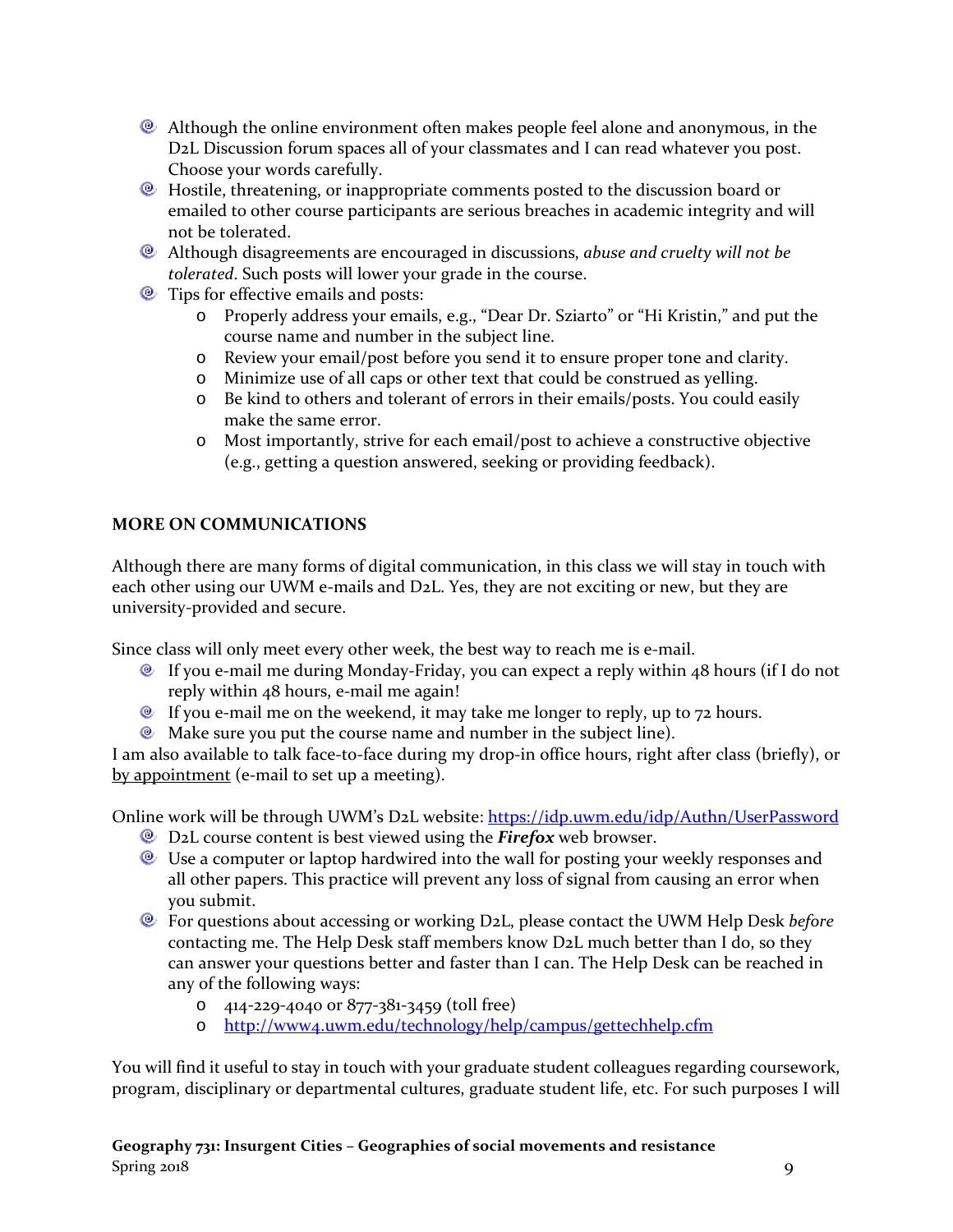- Although the online environment often makes people feel alone and anonymous, in the D2L Discussion forum spaces all of your classmates and I can read whatever you post. Choose your words carefully.
- Hostile, threatening, or inappropriate comments posted to the discussion board or emailed to other course participants are serious breaches in academic integrity and will not be tolerated.
- Although disagreements are encouraged in discussions, *abuse and cruelty will not be tolerated*. Such posts will lower your grade in the course.
- Tips for effective emails and posts:
    - Properly address your emails, e.g., "Dear Dr. Sziarto" or "Hi Kristin," and put the course name and number in the subject line.
    - Review your email/post before you send it to ensure proper tone and clarity.
    - Minimize use of all caps or other text that could be construed as yelling.
    - Be kind to others and tolerant of errors in their emails/posts. You could easily make the same error.
    - Most importantly, strive for each email/post to achieve a constructive objective (e.g., getting a question answered, seeking or providing feedback).

**MORE ON COMMUNICATIONS**

Although there are many forms of digital communication, in this class we will stay in touch with each other using our UWM e-mails and D2L. Yes, they are not exciting or new, but they are university-provided and secure.

Since class will only meet every other week, the best way to reach me is e-mail.

- If you e-mail me during Monday-Friday, you can expect a reply within 48 hours (if I do not reply within 48 hours, e-mail me again!
- If you e-mail me on the weekend, it may take me longer to reply, up to 72 hours.
- Make sure you put the course name and number in the subject line).

I am also available to talk face-to-face during my drop-in office hours, right after class (briefly), or by appointment (e-mail to set up a meeting).

Online work will be through UWM's D2L website: https://idp.uwm.edu/idp/Authn/UserPassword

- D2L course content is best viewed using the ***Firefox*** web browser.
- Use a computer or laptop hardwired into the wall for posting your weekly responses and all other papers. This practice will prevent any loss of signal from causing an error when you submit.
- For questions about accessing or working D2L, please contact the UWM Help Desk *before* contacting me. The Help Desk staff members know D2L much better than I do, so they can answer your questions better and faster than I can. The Help Desk can be reached in any of the following ways:
    - 414-229-4040 or 877-381-3459 (toll free)
    - http://www4.uwm.edu/technology/help/campus/gettechhelp.cfm

You will find it useful to stay in touch with your graduate student colleagues regarding coursework, program, disciplinary or departmental cultures, graduate student life, etc. For such purposes I will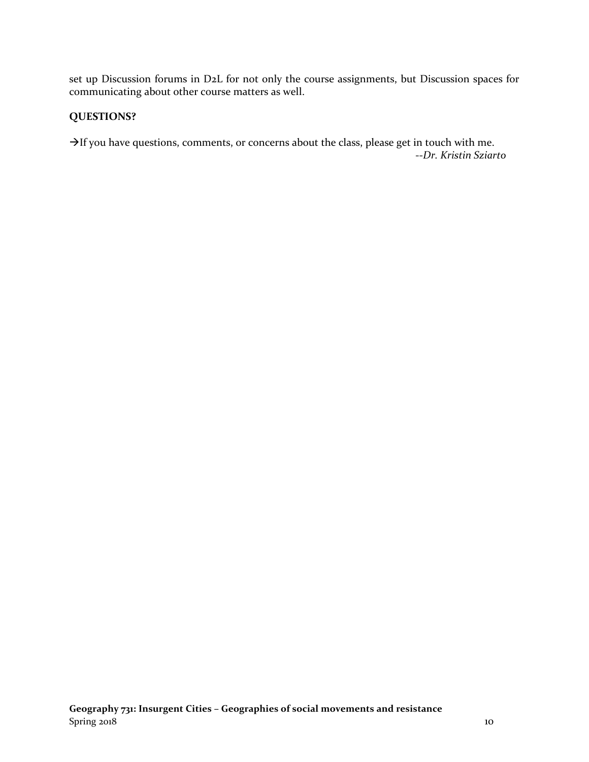set up Discussion forums in D2L for not only the course assignments, but Discussion spaces for communicating about other course matters as well.

**QUESTIONS?**

→If you have questions, comments, or concerns about the class, please get in touch with me.

*--Dr. Kristin Sziarto*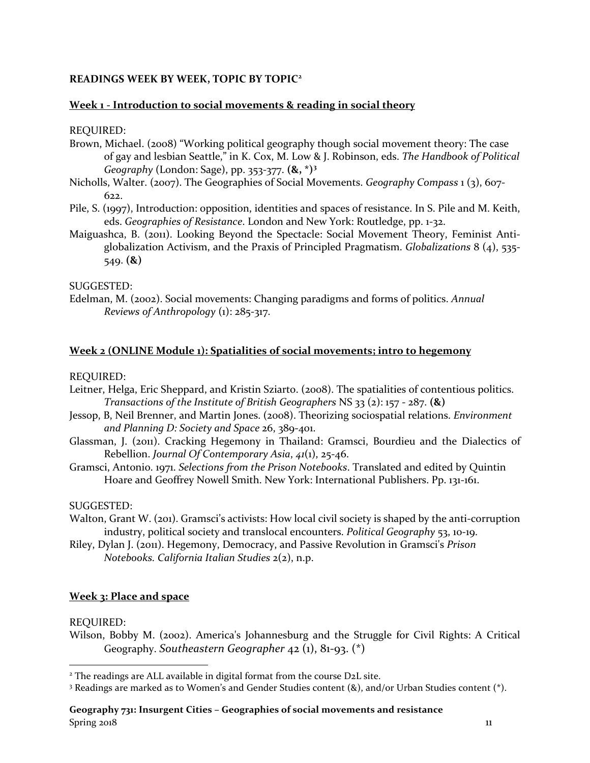## READINGS WEEK BY WEEK, TOPIC BY TOPIC[2]

### Week 1 - Introduction to social movements & reading in social theory

REQUIRED:

Brown, Michael. (2008) "Working political geography though social movement theory: The case of gay and lesbian Seattle," in K. Cox, M. Low & J. Robinson, eds. *The Handbook of Political Geography* (London: Sage), pp. 353-377. **(&, *)[3]**

Nicholls, Walter. (2007). The Geographies of Social Movements. *Geography Compass* 1 (3), 607-622.

Pile, S. (1997), Introduction: opposition, identities and spaces of resistance. In S. Pile and M. Keith, eds. *Geographies of Resistance*. London and New York: Routledge, pp. 1-32.

Maiguashca, B. (2011). Looking Beyond the Spectacle: Social Movement Theory, Feminist Anti-globalization Activism, and the Praxis of Principled Pragmatism. *Globalizations* 8 (4), 535-549. **(&)**

SUGGESTED:

Edelman, M. (2002). Social movements: Changing paradigms and forms of politics. *Annual Reviews of Anthropology* (1): 285-317.

### Week 2 (ONLINE Module 1): Spatialities of social movements; intro to hegemony

REQUIRED:

Leitner, Helga, Eric Sheppard, and Kristin Sziarto. (2008). The spatialities of contentious politics. *Transactions of the Institute of British Geographers* NS 33 (2): 157 - 287. **(&)**

Jessop, B, Neil Brenner, and Martin Jones. (2008). Theorizing sociospatial relations. *Environment and Planning D: Society and Space* 26, 389-401.

Glassman, J. (2011). Cracking Hegemony in Thailand: Gramsci, Bourdieu and the Dialectics of Rebellion. *Journal Of Contemporary Asia*, *41*(1), 25-46.

Gramsci, Antonio. 1971. *Selections from the Prison Notebooks*. Translated and edited by Quintin Hoare and Geoffrey Nowell Smith. New York: International Publishers. Pp. 131-161.

SUGGESTED:

Walton, Grant W. (201). Gramsci's activists: How local civil society is shaped by the anti-corruption industry, political society and translocal encounters. *Political Geography* 53, 10-19.

Riley, Dylan J. (2011). Hegemony, Democracy, and Passive Revolution in Gramsci's *Prison Notebooks*. *California Italian Studies* 2(2), n.p.

### Week 3: Place and space

REQUIRED:

Wilson, Bobby M. (2002). America's Johannesburg and the Struggle for Civil Rights: A Critical Geography. *Southeastern Geographer* 42 (1), 81-93. (*)

---

[2] The readings are ALL available in digital format from the course D2L site.

[3] Readings are marked as to Women's and Gender Studies content (&), and/or Urban Studies content (*).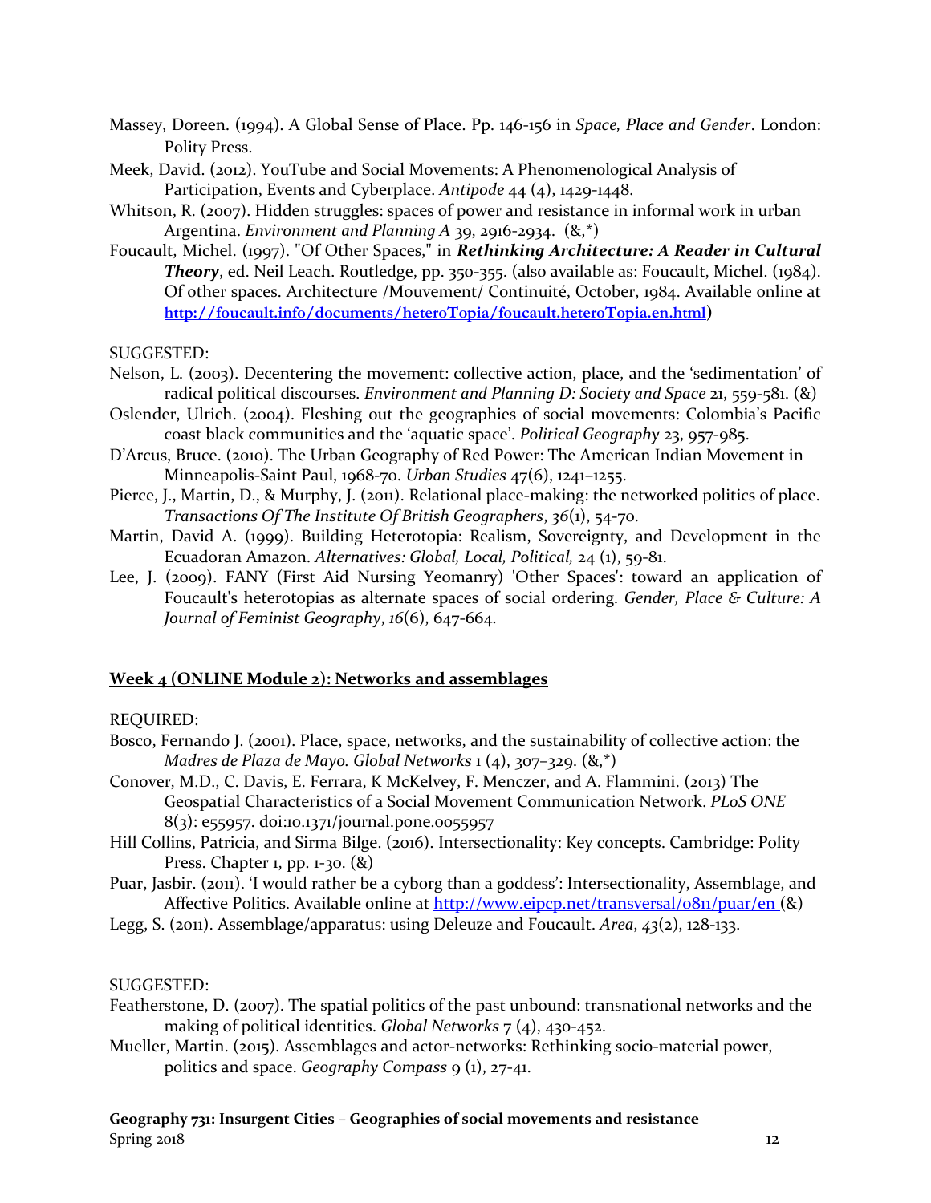Massey, Doreen. (1994). A Global Sense of Place. Pp. 146-156 in *Space, Place and Gender*. London: Polity Press.

Meek, David. (2012). YouTube and Social Movements: A Phenomenological Analysis of Participation, Events and Cyberplace. *Antipode* 44 (4), 1429-1448.

Whitson, R. (2007). Hidden struggles: spaces of power and resistance in informal work in urban Argentina. *Environment and Planning A* 39, 2916-2934. (&,*)

Foucault, Michel. (1997). "Of Other Spaces," in ***Rethinking Architecture: A Reader in Cultural Theory***, ed. Neil Leach. Routledge, pp. 350-355. (also available as: Foucault, Michel. (1984). Of other spaces. Architecture /Mouvement/ Continuité, October, 1984. Available online at **http://foucault.info/documents/heteroTopia/foucault.heteroTopia.en.html**)

SUGGESTED:

Nelson, L. (2003). Decentering the movement: collective action, place, and the 'sedimentation' of radical political discourses. *Environment and Planning D: Society and Space* 21, 559-581. (&)

Oslender, Ulrich. (2004). Fleshing out the geographies of social movements: Colombia's Pacific coast black communities and the 'aquatic space'. *Political Geography* 23, 957-985.

D'Arcus, Bruce. (2010). The Urban Geography of Red Power: The American Indian Movement in Minneapolis-Saint Paul, 1968-70. *Urban Studies* 47(6), 1241–1255.

Pierce, J., Martin, D., & Murphy, J. (2011). Relational place-making: the networked politics of place. *Transactions Of The Institute Of British Geographers*, *36*(1), 54-70.

Martin, David A. (1999). Building Heterotopia: Realism, Sovereignty, and Development in the Ecuadoran Amazon. *Alternatives: Global, Local, Political,* 24 (1), 59-81.

Lee, J. (2009). FANY (First Aid Nursing Yeomanry) 'Other Spaces': toward an application of Foucault's heterotopias as alternate spaces of social ordering. *Gender, Place & Culture: A Journal of Feminist Geography*, *16*(6), 647-664.

## Week 4 (ONLINE Module 2): Networks and assemblages

REQUIRED:

Bosco, Fernando J. (2001). Place, space, networks, and the sustainability of collective action: the *Madres de Plaza de Mayo. Global Networks* 1 (4), 307–329. (&,*)

Conover, M.D., C. Davis, E. Ferrara, K McKelvey, F. Menczer, and A. Flammini. (2013) The Geospatial Characteristics of a Social Movement Communication Network. *PLoS ONE* 8(3): e55957. doi:10.1371/journal.pone.0055957

Hill Collins, Patricia, and Sirma Bilge. (2016). Intersectionality: Key concepts. Cambridge: Polity Press. Chapter 1, pp. 1-30. (&)

Puar, Jasbir. (2011). 'I would rather be a cyborg than a goddess': Intersectionality, Assemblage, and Affective Politics. Available online at http://www.eipcp.net/transversal/0811/puar/en (&)

Legg, S. (2011). Assemblage/apparatus: using Deleuze and Foucault. *Area*, *43*(2), 128-133.

SUGGESTED:

Featherstone, D. (2007). The spatial politics of the past unbound: transnational networks and the making of political identities. *Global Networks* 7 (4), 430-452.

Mueller, Martin. (2015). Assemblages and actor-networks: Rethinking socio-material power, politics and space. *Geography Compass* 9 (1), 27-41.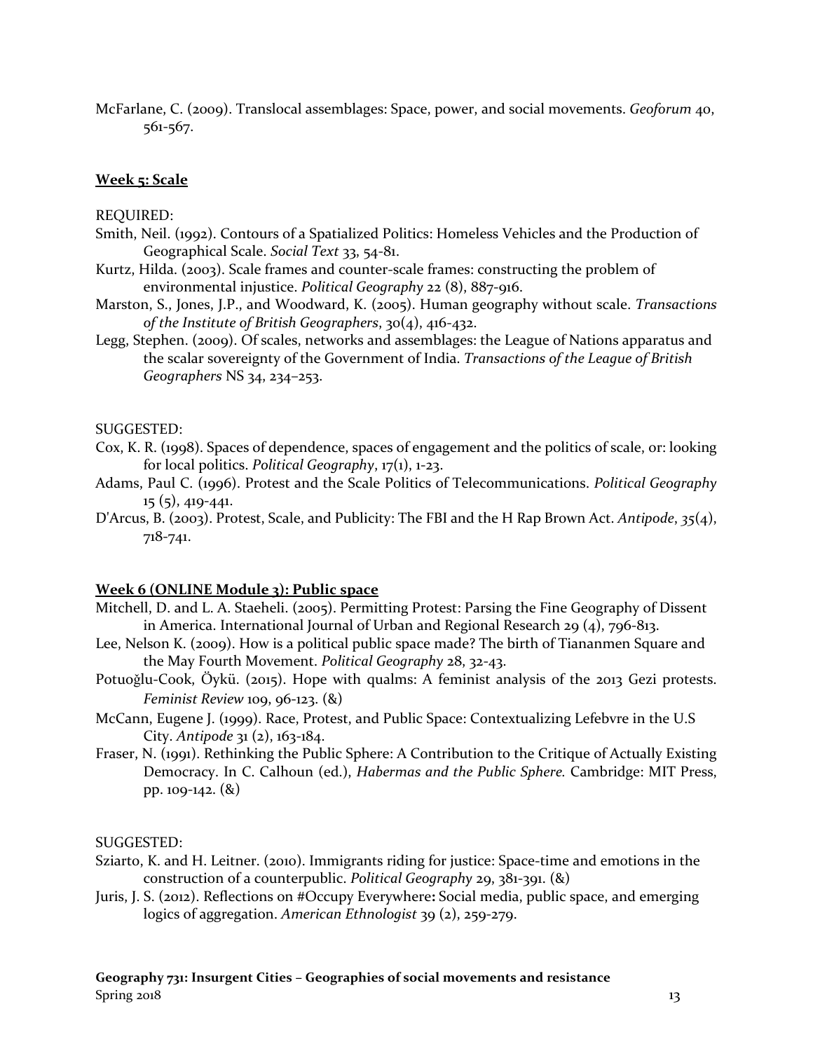McFarlane, C. (2009). Translocal assemblages: Space, power, and social movements. *Geoforum* 40, 561-567.

**Week 5: Scale**

REQUIRED:

Smith, Neil. (1992). Contours of a Spatialized Politics: Homeless Vehicles and the Production of Geographical Scale. *Social Text* 33, 54-81.

Kurtz, Hilda. (2003). Scale frames and counter-scale frames: constructing the problem of environmental injustice. *Political Geography* 22 (8), 887-916.

Marston, S., Jones, J.P., and Woodward, K. (2005). Human geography without scale. *Transactions of the Institute of British Geographers*, 30(4), 416-432.

Legg, Stephen. (2009). Of scales, networks and assemblages: the League of Nations apparatus and the scalar sovereignty of the Government of India. *Transactions of the League of British Geographers* NS 34, 234–253.

SUGGESTED:

Cox, K. R. (1998). Spaces of dependence, spaces of engagement and the politics of scale, or: looking for local politics. *Political Geography*, 17(1), 1-23.

Adams, Paul C. (1996). Protest and the Scale Politics of Telecommunications. *Political Geography* 15 (5), 419-441.

D'Arcus, B. (2003). Protest, Scale, and Publicity: The FBI and the H Rap Brown Act. *Antipode*, *35*(4), 718-741.

**Week 6 (ONLINE Module 3): Public space**

Mitchell, D. and L. A. Staeheli. (2005). Permitting Protest: Parsing the Fine Geography of Dissent in America. International Journal of Urban and Regional Research 29 (4), 796-813.

Lee, Nelson K. (2009). How is a political public space made? The birth of Tiananmen Square and the May Fourth Movement. *Political Geography* 28, 32-43.

Potuoğlu-Cook, Öykü. (2015). Hope with qualms: A feminist analysis of the 2013 Gezi protests. *Feminist Review* 109, 96-123. (&)

McCann, Eugene J. (1999). Race, Protest, and Public Space: Contextualizing Lefebvre in the U.S City. *Antipode* 31 (2), 163-184.

Fraser, N. (1991). Rethinking the Public Sphere: A Contribution to the Critique of Actually Existing Democracy. In C. Calhoun (ed.), *Habermas and the Public Sphere.* Cambridge: MIT Press, pp. 109-142. (&)

SUGGESTED:

Sziarto, K. and H. Leitner. (2010). Immigrants riding for justice: Space-time and emotions in the construction of a counterpublic. *Political Geography* 29, 381-391. (&)

Juris, J. S. (2012). Reflections on #Occupy Everywhere**:** Social media, public space, and emerging logics of aggregation. *American Ethnologist* 39 (2), 259-279.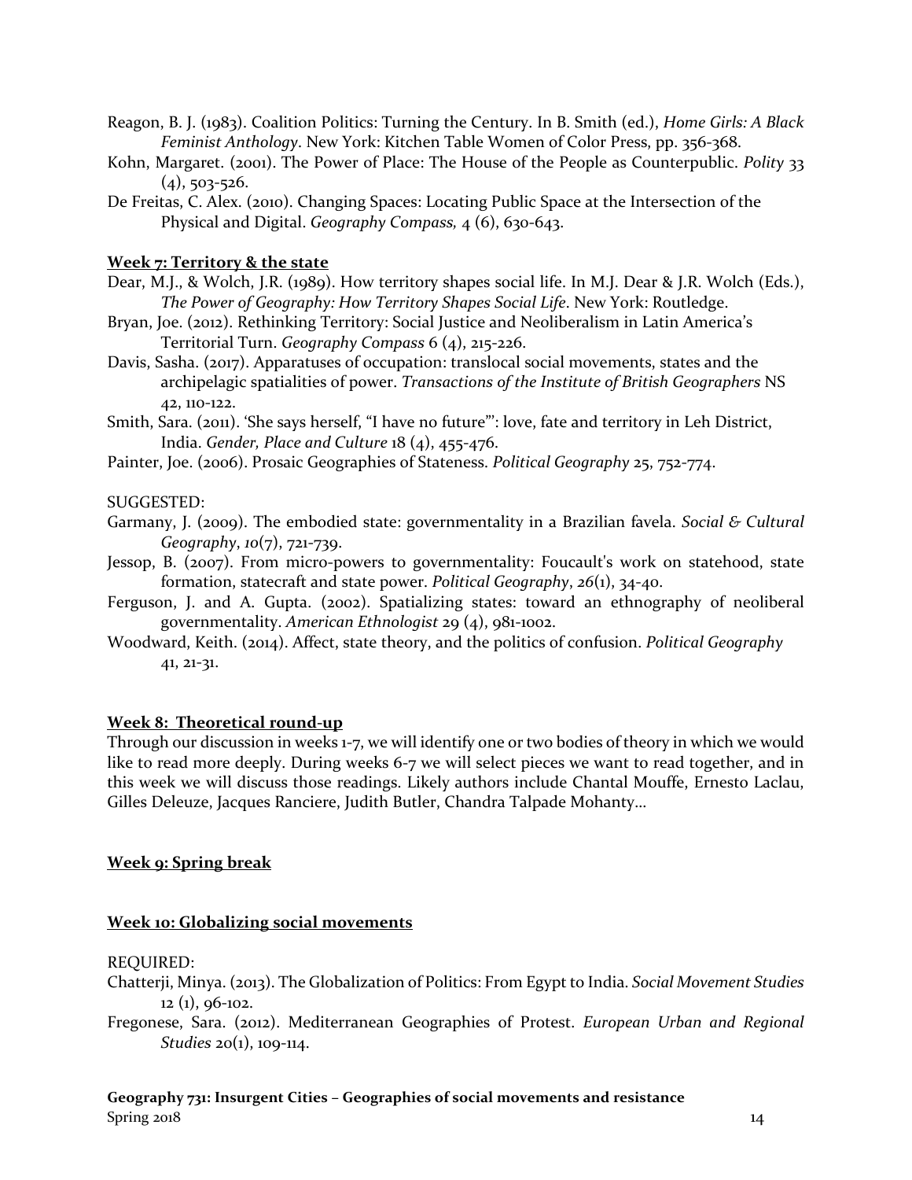Reagon, B. J. (1983). Coalition Politics: Turning the Century. In B. Smith (ed.), *Home Girls: A Black Feminist Anthology*. New York: Kitchen Table Women of Color Press, pp. 356-368.

Kohn, Margaret. (2001). The Power of Place: The House of the People as Counterpublic. *Polity* 33 (4), 503-526.

De Freitas, C. Alex. (2010). Changing Spaces: Locating Public Space at the Intersection of the Physical and Digital. *Geography Compass,* 4 (6), 630-643.

## Week 7: Territory & the state

Dear, M.J., & Wolch, J.R. (1989). How territory shapes social life. In M.J. Dear & J.R. Wolch (Eds.), *The Power of Geography: How Territory Shapes Social Life*. New York: Routledge.

Bryan, Joe. (2012). Rethinking Territory: Social Justice and Neoliberalism in Latin America's Territorial Turn. *Geography Compass* 6 (4), 215-226.

Davis, Sasha. (2017). Apparatuses of occupation: translocal social movements, states and the archipelagic spatialities of power. *Transactions of the Institute of British Geographers* NS 42, 110-122.

Smith, Sara. (2011). 'She says herself, "I have no future"': love, fate and territory in Leh District, India. *Gender, Place and Culture* 18 (4), 455-476.

Painter, Joe. (2006). Prosaic Geographies of Stateness. *Political Geography* 25, 752-774.

SUGGESTED:

Garmany, J. (2009). The embodied state: governmentality in a Brazilian favela. *Social & Cultural Geography*, *10*(7), 721-739.

Jessop, B. (2007). From micro-powers to governmentality: Foucault's work on statehood, state formation, statecraft and state power. *Political Geography*, *26*(1), 34-40.

Ferguson, J. and A. Gupta. (2002). Spatializing states: toward an ethnography of neoliberal governmentality. *American Ethnologist* 29 (4), 981-1002.

Woodward, Keith. (2014). Affect, state theory, and the politics of confusion. *Political Geography* 41, 21-31.

## Week 8: Theoretical round-up

Through our discussion in weeks 1-7, we will identify one or two bodies of theory in which we would like to read more deeply. During weeks 6-7 we will select pieces we want to read together, and in this week we will discuss those readings. Likely authors include Chantal Mouffe, Ernesto Laclau, Gilles Deleuze, Jacques Ranciere, Judith Butler, Chandra Talpade Mohanty…

## Week 9: Spring break

## Week 10: Globalizing social movements

REQUIRED:

Chatterji, Minya. (2013). The Globalization of Politics: From Egypt to India. *Social Movement Studies* 12 (1), 96-102.

Fregonese, Sara. (2012). Mediterranean Geographies of Protest. *European Urban and Regional Studies* 20(1), 109-114.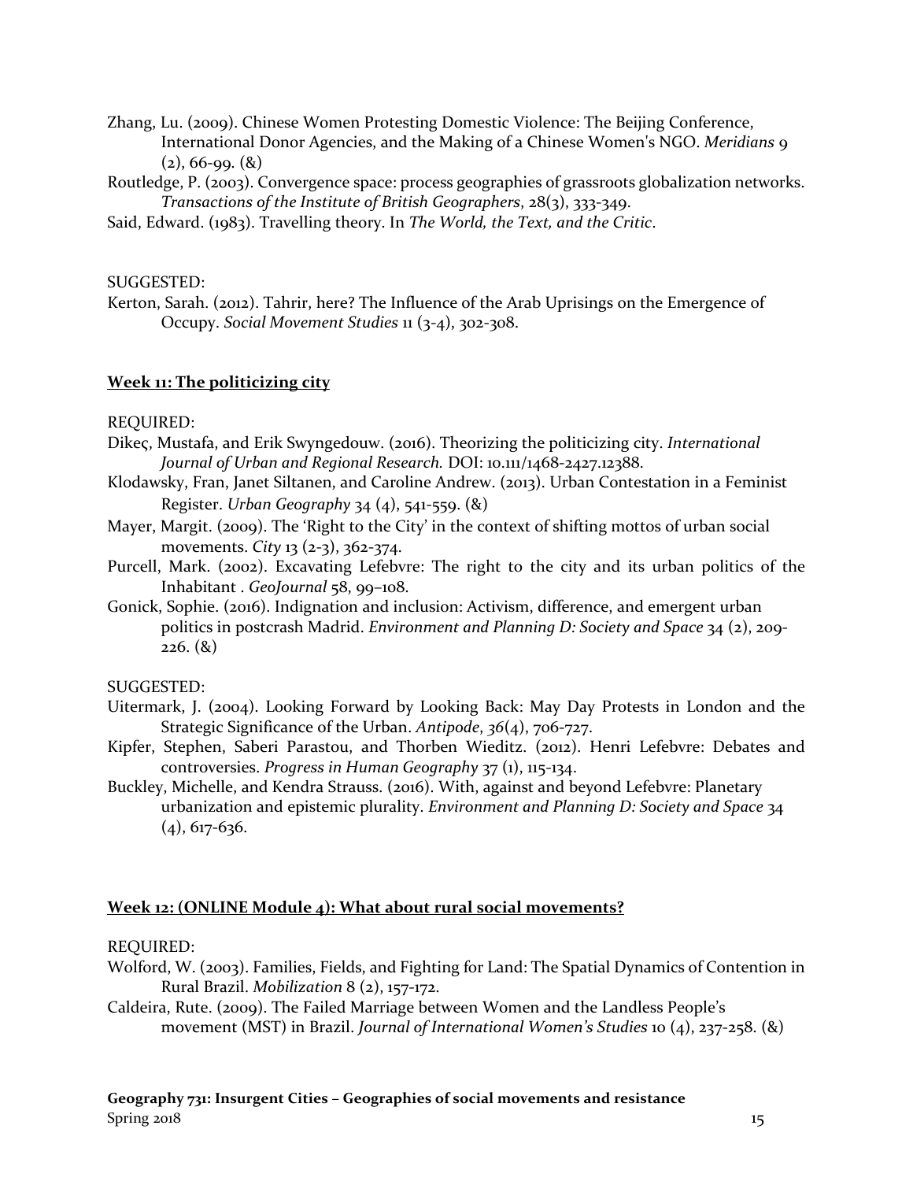Zhang, Lu. (2009). Chinese Women Protesting Domestic Violence: The Beijing Conference, International Donor Agencies, and the Making of a Chinese Women's NGO. *Meridians* 9 (2), 66-99. (&)

Routledge, P. (2003). Convergence space: process geographies of grassroots globalization networks. *Transactions of the Institute of British Geographers*, 28(3), 333-349.

Said, Edward. (1983). Travelling theory. In *The World, the Text, and the Critic*.

SUGGESTED:

Kerton, Sarah. (2012). Tahrir, here? The Influence of the Arab Uprisings on the Emergence of Occupy. *Social Movement Studies* 11 (3-4), 302-308.

## Week 11: The politicizing city

REQUIRED:

Dikeç, Mustafa, and Erik Swyngedouw. (2016). Theorizing the politicizing city. *International Journal of Urban and Regional Research.* DOI: 10.111/1468-2427.12388.

Klodawsky, Fran, Janet Siltanen, and Caroline Andrew. (2013). Urban Contestation in a Feminist Register. *Urban Geography* 34 (4), 541-559. (&)

Mayer, Margit. (2009). The 'Right to the City' in the context of shifting mottos of urban social movements. *City* 13 (2-3), 362-374.

Purcell, Mark. (2002). Excavating Lefebvre: The right to the city and its urban politics of the Inhabitant . *GeoJournal* 58, 99–108.

Gonick, Sophie. (2016). Indignation and inclusion: Activism, difference, and emergent urban politics in postcrash Madrid. *Environment and Planning D: Society and Space* 34 (2), 209-226. (&)

SUGGESTED:

Uitermark, J. (2004). Looking Forward by Looking Back: May Day Protests in London and the Strategic Significance of the Urban. *Antipode*, *36*(4), 706-727.

Kipfer, Stephen, Saberi Parastou, and Thorben Wieditz. (2012). Henri Lefebvre: Debates and controversies. *Progress in Human Geography* 37 (1), 115-134.

Buckley, Michelle, and Kendra Strauss. (2016). With, against and beyond Lefebvre: Planetary urbanization and epistemic plurality. *Environment and Planning D: Society and Space* 34 (4), 617-636.

## Week 12: (ONLINE Module 4): What about rural social movements?

REQUIRED:

Wolford, W. (2003). Families, Fields, and Fighting for Land: The Spatial Dynamics of Contention in Rural Brazil. *Mobilization* 8 (2), 157-172.

Caldeira, Rute. (2009). The Failed Marriage between Women and the Landless People's movement (MST) in Brazil. *Journal of International Women's Studies* 10 (4), 237-258. (&)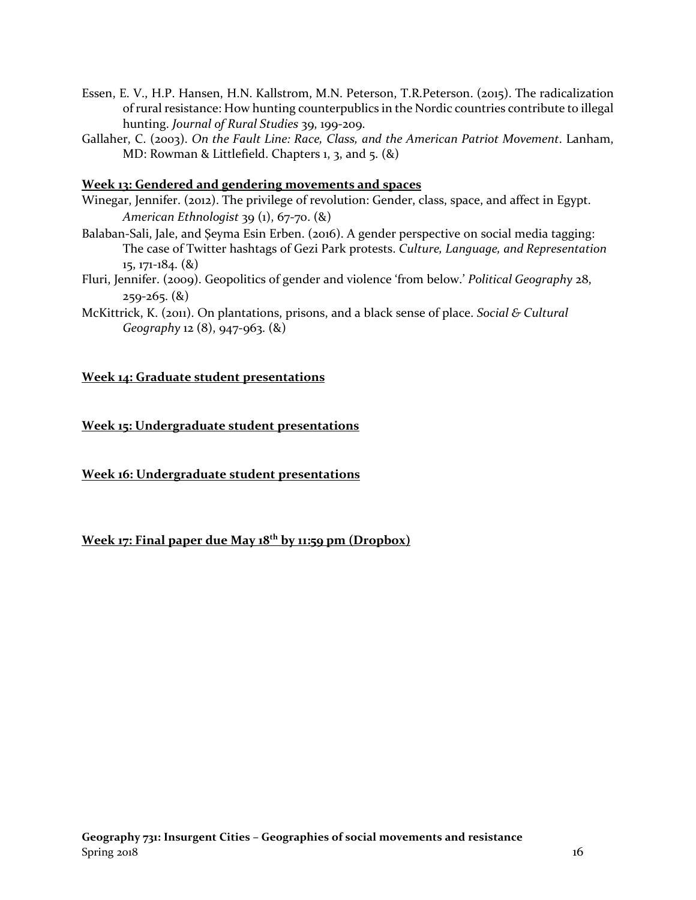Essen, E. V., H.P. Hansen, H.N. Kallstrom, M.N. Peterson, T.R.Peterson. (2015). The radicalization of rural resistance: How hunting counterpublics in the Nordic countries contribute to illegal hunting. *Journal of Rural Studies* 39, 199-209.

Gallaher, C. (2003). *On the Fault Line: Race, Class, and the American Patriot Movement*. Lanham, MD: Rowman & Littlefield. Chapters 1, 3, and 5. (&)

**Week 13: Gendered and gendering movements and spaces**

Winegar, Jennifer. (2012). The privilege of revolution: Gender, class, space, and affect in Egypt. *American Ethnologist* 39 (1), 67-70. (&)

Balaban-Sali, Jale, and Şeyma Esin Erben. (2016). A gender perspective on social media tagging: The case of Twitter hashtags of Gezi Park protests. *Culture, Language, and Representation* 15, 171-184. (&)

Fluri, Jennifer. (2009). Geopolitics of gender and violence 'from below.' *Political Geography* 28, 259-265. (&)

McKittrick, K. (2011). On plantations, prisons, and a black sense of place. *Social & Cultural Geography* 12 (8), 947-963. (&)

**Week 14: Graduate student presentations**

**Week 15: Undergraduate student presentations**

**Week 16: Undergraduate student presentations**

**Week 17: Final paper due May 18th by 11:59 pm (Dropbox)**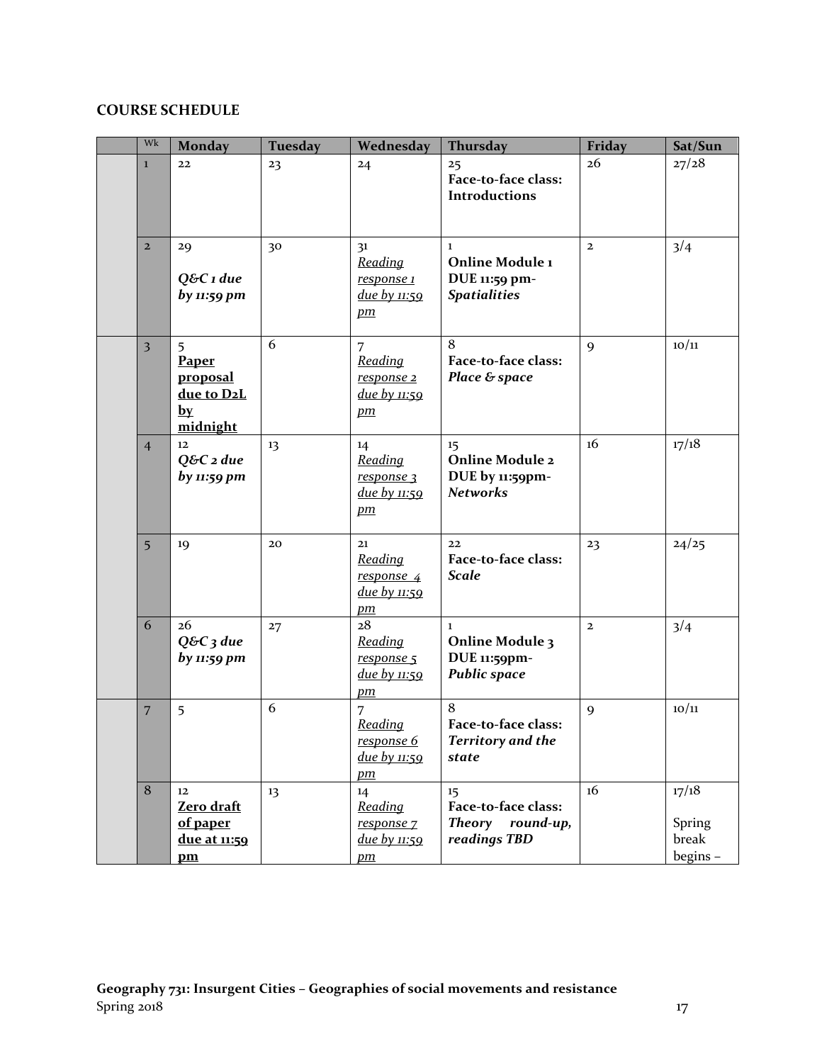## COURSE SCHEDULE

| | Wk | Monday | Tuesday | Wednesday | Thursday | Friday | Sat/Sun |
|---|---|---|---|---|---|---|---|
| | 1 | 22 | 23 | 24 | 25 **Face-to-face class: Introductions** | 26 | 27/28 |
| | 2 | 29 ***Q&C 1 due by 11:59 pm*** | 30 | 31 *Reading response 1 due by 11:59 pm* | 1 **Online Module 1 DUE 11:59 pm-** ***Spatialities*** | 2 | 3/4 |
| | 3 | 5 **Paper proposal due to D2L by midnight** | 6 | 7 *Reading response 2 due by 11:59 pm* | 8 **Face-to-face class:** ***Place & space*** | 9 | 10/11 |
| | 4 | 12 ***Q&C 2 due by 11:59 pm*** | 13 | 14 *Reading response 3 due by 11:59 pm* | 15 **Online Module 2 DUE by 11:59pm-** ***Networks*** | 16 | 17/18 |
| | 5 | 19 | 20 | 21 *Reading response 4 due by 11:59 pm* | 22 **Face-to-face class:** ***Scale*** | 23 | 24/25 |
| | 6 | 26 ***Q&C 3 due by 11:59 pm*** | 27 | 28 *Reading response 5 due by 11:59 pm* | 1 **Online Module 3 DUE 11:59pm-** ***Public space*** | 2 | 3/4 |
| | 7 | 5 | 6 | 7 *Reading response 6 due by 11:59 pm* | 8 **Face-to-face class:** ***Territory and the state*** | 9 | 10/11 |
| | 8 | 12 **Zero draft of paper due at 11:59 pm** | 13 | 14 *Reading response 7 due by 11:59 pm* | 15 **Face-to-face class:** ***Theory round-up, readings TBD*** | 16 | 17/18 Spring break begins – |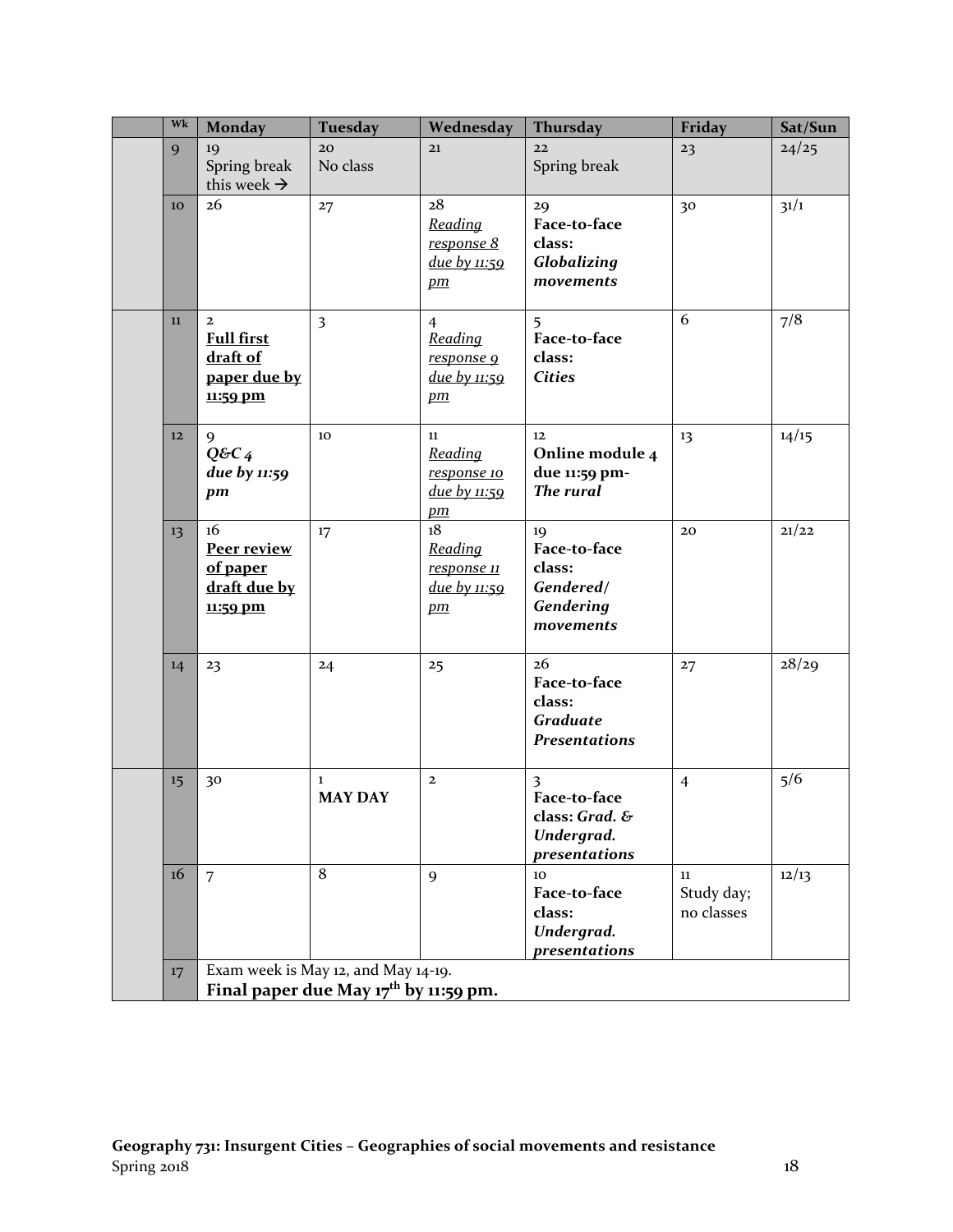| | Wk | Monday | Tuesday | Wednesday | Thursday | Friday | Sat/Sun |
|---|---|---|---|---|---|---|---|
| | 9 | 19 Spring break this week → | 20 No class | 21 | 22 Spring break | 23 | 24/25 |
| | 10 | 26 | 27 | 28 *Reading response 8 due by 11:59 pm* | 29 **Face-to-face class:** ***Globalizing movements*** | 30 | 31/1 |
| | 11 | 2 **Full first draft of paper due by 11:59 pm** | 3 | 4 *Reading response 9 due by 11:59 pm* | 5 **Face-to-face class:** ***Cities*** | 6 | 7/8 |
| | 12 | 9 ***Q&C 4 due by 11:59 pm*** | 10 | 11 *Reading response 10 due by 11:59 pm* | 12 **Online module 4 due 11:59 pm-** ***The rural*** | 13 | 14/15 |
| | 13 | 16 **Peer review of paper draft due by 11:59 pm** | 17 | 18 *Reading response 11 due by 11:59 pm* | 19 **Face-to-face class:** ***Gendered/ Gendering movements*** | 20 | 21/22 |
| | 14 | 23 | 24 | 25 | 26 **Face-to-face class:** ***Graduate Presentations*** | 27 | 28/29 |
| | 15 | 30 | 1 **MAY DAY** | 2 | 3 **Face-to-face class:** ***Grad. & Undergrad. presentations*** | 4 | 5/6 |
| | 16 | 7 | 8 | 9 | 10 **Face-to-face class:** ***Undergrad. presentations*** | 11 Study day; no classes | 12/13 |
| | 17 | Exam week is May 12, and May 14-19. **Final paper due May 17th by 11:59 pm.** | | | | | |

**Geography 731: Insurgent Cities – Geographies of social movements and resistance**
Spring 2018